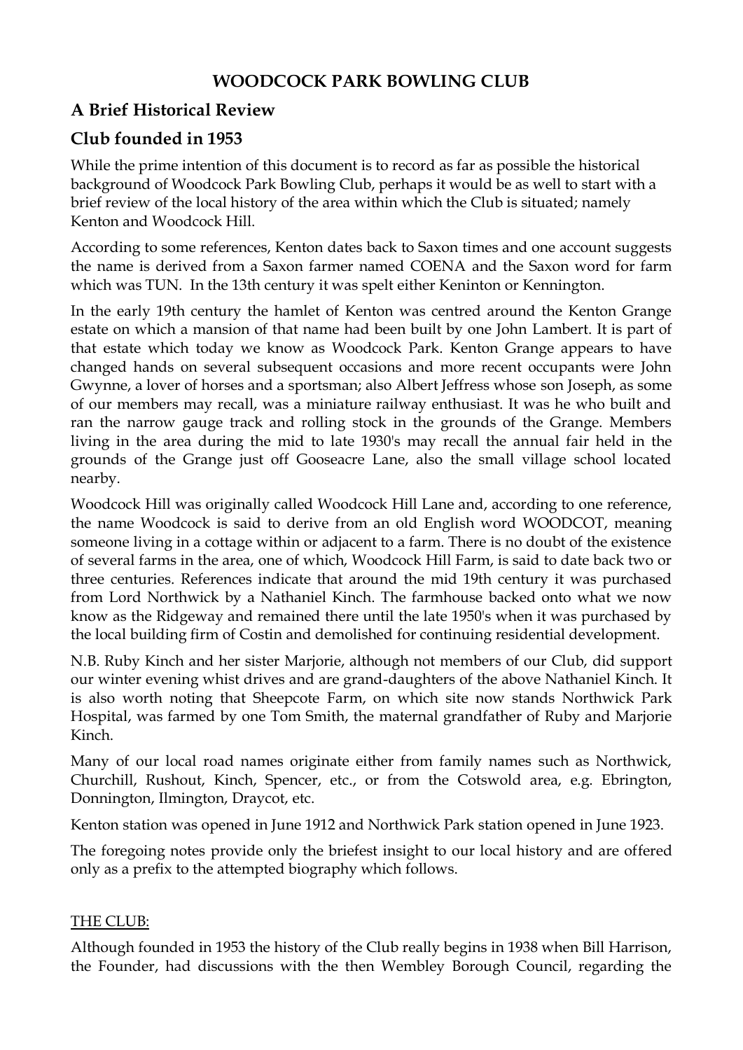# WOODCOCK PARK BOWLING CLUB

## A Brief Historical Review

## Club founded in 1953

While the prime intention of this document is to record as far as possible the historical background of Woodcock Park Bowling Club, perhaps it would be as well to start with a brief review of the local history of the area within which the Club is situated; namely Kenton and Woodcock Hill.

According to some references, Kenton dates back to Saxon times and one account suggests the name is derived from a Saxon farmer named COENA and the Saxon word for farm which was TUN. In the 13th century it was spelt either Keninton or Kennington.

In the early 19th century the hamlet of Kenton was centred around the Kenton Grange estate on which a mansion of that name had been built by one John Lambert. It is part of that estate which today we know as Woodcock Park. Kenton Grange appears to have changed hands on several subsequent occasions and more recent occupants were John Gwynne, a lover of horses and a sportsman; also Albert Jeffress whose son Joseph, as some of our members may recall, was a miniature railway enthusiast. It was he who built and ran the narrow gauge track and rolling stock in the grounds of the Grange. Members living in the area during the mid to late 1930's may recall the annual fair held in the grounds of the Grange just off Gooseacre Lane, also the small village school located nearby.

Woodcock Hill was originally called Woodcock Hill Lane and, according to one reference, the name Woodcock is said to derive from an old English word WOODCOT, meaning someone living in a cottage within or adjacent to a farm. There is no doubt of the existence of several farms in the area, one of which, Woodcock Hill Farm, is said to date back two or three centuries. References indicate that around the mid 19th century it was purchased from Lord Northwick by a Nathaniel Kinch. The farmhouse backed onto what we now know as the Ridgeway and remained there until the late 1950's when it was purchased by the local building firm of Costin and demolished for continuing residential development.

N.B. Ruby Kinch and her sister Marjorie, although not members of our Club, did support our winter evening whist drives and are grand-daughters of the above Nathaniel Kinch. It is also worth noting that Sheepcote Farm, on which site now stands Northwick Park Hospital, was farmed by one Tom Smith, the maternal grandfather of Ruby and Marjorie Kinch.

Many of our local road names originate either from family names such as Northwick, Churchill, Rushout, Kinch, Spencer, etc., or from the Cotswold area, e.g. Ebrington, Donnington, Ilmington, Draycot, etc.

Kenton station was opened in June 1912 and Northwick Park station opened in June 1923.

The foregoing notes provide only the briefest insight to our local history and are offered only as a prefix to the attempted biography which follows.

THE CLUB:

Although founded in 1953 the history of the Club really begins in 1938 when Bill Harrison, the Founder, had discussions with the then Wembley Borough Council, regarding the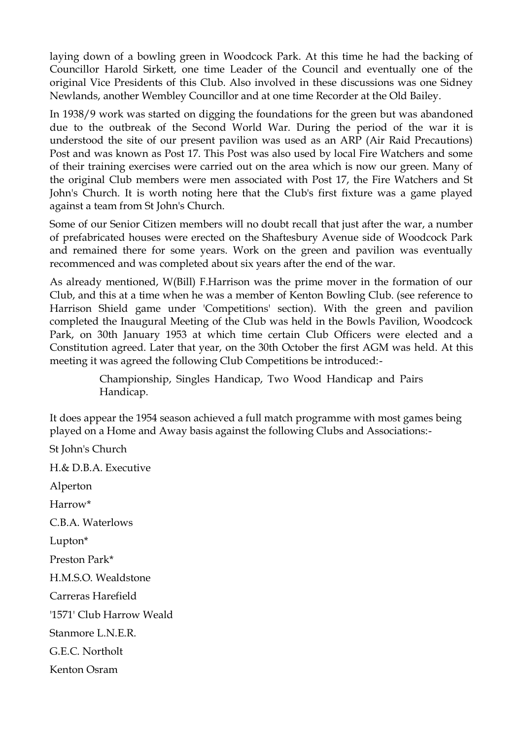laying down of a bowling green in Woodcock Park. At this time he had the backing of Councillor Harold Sirkett, one time Leader of the Council and eventually one of the original Vice Presidents of this Club. Also involved in these discussions was one Sidney Newlands, another Wembley Councillor and at one time Recorder at the Old Bailey.

In 1938/9 work was started on digging the foundations for the green but was abandoned due to the outbreak of the Second World War. During the period of the war it is understood the site of our present pavilion was used as an ARP (Air Raid Precautions) Post and was known as Post 17. This Post was also used by local Fire Watchers and some of their training exercises were carried out on the area which is now our green. Many of the original Club members were men associated with Post 17, the Fire Watchers and St John's Church. It is worth noting here that the Club's first fixture was a game played against a team from St John's Church.

Some of our Senior Citizen members will no doubt recall that just after the war, a number of prefabricated houses were erected on the Shaftesbury Avenue side of Woodcock Park and remained there for some years. Work on the green and pavilion was eventually recommenced and was completed about six years after the end of the war.

As already mentioned, W(Bill) F.Harrison was the prime mover in the formation of our Club, and this at a time when he was a member of Kenton Bowling Club. (see reference to Harrison Shield game under 'Competitions' section). With the green and pavilion completed the Inaugural Meeting of the Club was held in the Bowls Pavilion, Woodcock Park, on 30th January 1953 at which time certain Club Officers were elected and a Constitution agreed. Later that year, on the 30th October the first AGM was held. At this meeting it was agreed the following Club Competitions be introduced:-

> Championship, Singles Handicap, Two Wood Handicap and Pairs Handicap.

It does appear the 1954 season achieved a full match programme with most games being played on a Home and Away basis against the following Clubs and Associations:-

St John's Church

H.& D.B.A. Executive

Alperton

Harrow*

C.B.A. Waterlows

Lupton*

Preston Park*

H.M.S.O. Wealdstone

Carreras Harefield

'1571' Club Harrow Weald

Stanmore L.N.E.R.

G.E.C. Northolt

Kenton Osram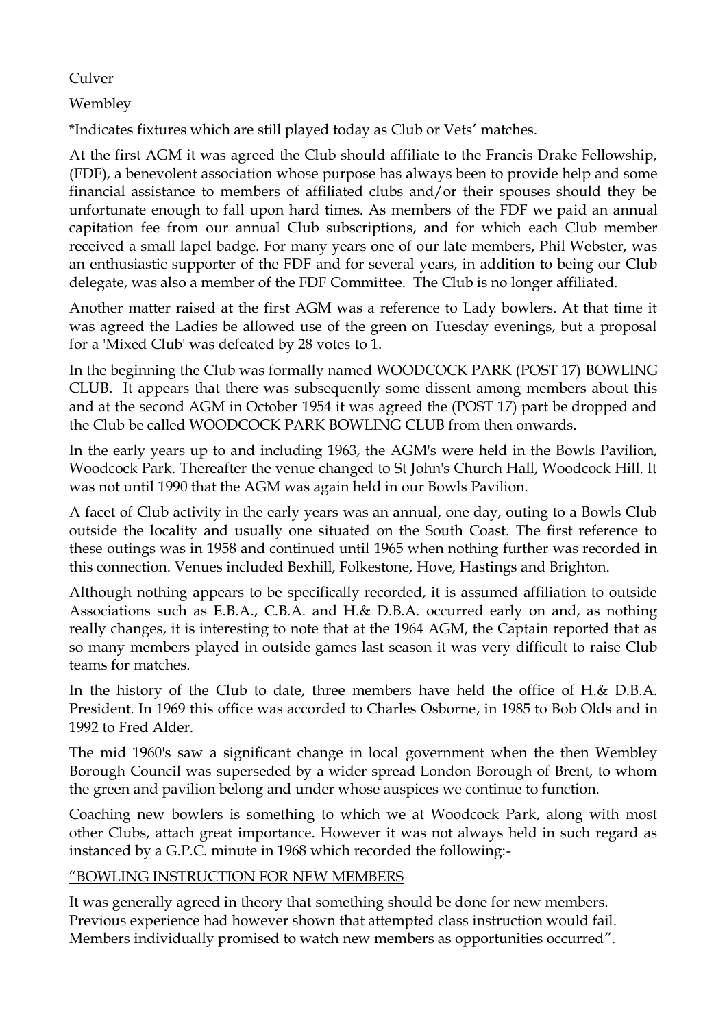Culver

Wembley

*Indicates fixtures which are still played today as Club or Vets' matches.

At the first AGM it was agreed the Club should affiliate to the Francis Drake Fellowship, (FDF), a benevolent association whose purpose has always been to provide help and some financial assistance to members of affiliated clubs and/or their spouses should they be unfortunate enough to fall upon hard times. As members of the FDF we paid an annual capitation fee from our annual Club subscriptions, and for which each Club member received a small lapel badge. For many years one of our late members, Phil Webster, was an enthusiastic supporter of the FDF and for several years, in addition to being our Club delegate, was also a member of the FDF Committee. The Club is no longer affiliated.

Another matter raised at the first AGM was a reference to Lady bowlers. At that time it was agreed the Ladies be allowed use of the green on Tuesday evenings, but a proposal for a 'Mixed Club' was defeated by 28 votes to 1.

In the beginning the Club was formally named WOODCOCK PARK (POST 17) BOWLING CLUB. It appears that there was subsequently some dissent among members about this and at the second AGM in October 1954 it was agreed the (POST 17) part be dropped and the Club be called WOODCOCK PARK BOWLING CLUB from then onwards.

In the early years up to and including 1963, the AGM's were held in the Bowls Pavilion, Woodcock Park. Thereafter the venue changed to St John's Church Hall, Woodcock Hill. It was not until 1990 that the AGM was again held in our Bowls Pavilion.

A facet of Club activity in the early years was an annual, one day, outing to a Bowls Club outside the locality and usually one situated on the South Coast. The first reference to these outings was in 1958 and continued until 1965 when nothing further was recorded in this connection. Venues included Bexhill, Folkestone, Hove, Hastings and Brighton.

Although nothing appears to be specifically recorded, it is assumed affiliation to outside Associations such as E.B.A., C.B.A. and H.& D.B.A. occurred early on and, as nothing really changes, it is interesting to note that at the 1964 AGM, the Captain reported that as so many members played in outside games last season it was very difficult to raise Club teams for matches.

In the history of the Club to date, three members have held the office of H.& D.B.A. President. In 1969 this office was accorded to Charles Osborne, in 1985 to Bob Olds and in 1992 to Fred Alder.

The mid 1960's saw a significant change in local government when the then Wembley Borough Council was superseded by a wider spread London Borough of Brent, to whom the green and pavilion belong and under whose auspices we continue to function.

Coaching new bowlers is something to which we at Woodcock Park, along with most other Clubs, attach great importance. However it was not always held in such regard as instanced by a G.P.C. minute in 1968 which recorded the following:-

<u>"BOWLING INSTRUCTION FOR NEW MEMBERS</u>

It was generally agreed in theory that something should be done for new members. Previous experience had however shown that attempted class instruction would fail. Members individually promised to watch new members as opportunities occurred".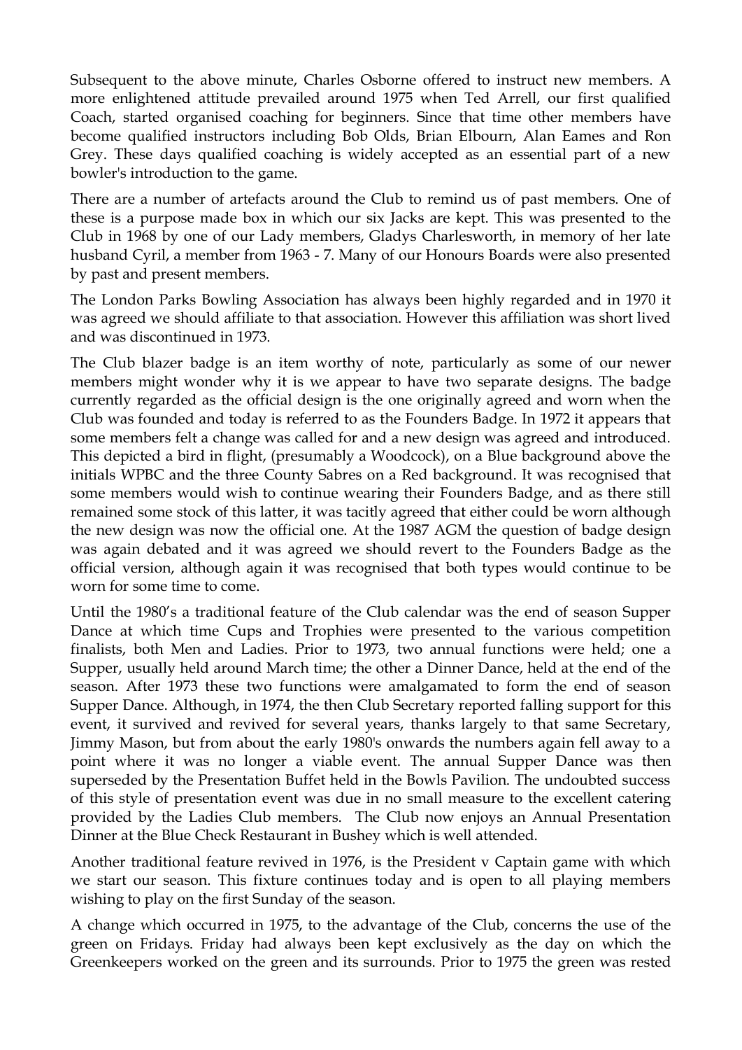Subsequent to the above minute, Charles Osborne offered to instruct new members. A more enlightened attitude prevailed around 1975 when Ted Arrell, our first qualified Coach, started organised coaching for beginners. Since that time other members have become qualified instructors including Bob Olds, Brian Elbourn, Alan Eames and Ron Grey. These days qualified coaching is widely accepted as an essential part of a new bowler's introduction to the game.

There are a number of artefacts around the Club to remind us of past members. One of these is a purpose made box in which our six Jacks are kept. This was presented to the Club in 1968 by one of our Lady members, Gladys Charlesworth, in memory of her late husband Cyril, a member from 1963 - 7. Many of our Honours Boards were also presented by past and present members.

The London Parks Bowling Association has always been highly regarded and in 1970 it was agreed we should affiliate to that association. However this affiliation was short lived and was discontinued in 1973.

The Club blazer badge is an item worthy of note, particularly as some of our newer members might wonder why it is we appear to have two separate designs. The badge currently regarded as the official design is the one originally agreed and worn when the Club was founded and today is referred to as the Founders Badge. In 1972 it appears that some members felt a change was called for and a new design was agreed and introduced. This depicted a bird in flight, (presumably a Woodcock), on a Blue background above the initials WPBC and the three County Sabres on a Red background. It was recognised that some members would wish to continue wearing their Founders Badge, and as there still remained some stock of this latter, it was tacitly agreed that either could be worn although the new design was now the official one. At the 1987 AGM the question of badge design was again debated and it was agreed we should revert to the Founders Badge as the official version, although again it was recognised that both types would continue to be worn for some time to come.

Until the 1980's a traditional feature of the Club calendar was the end of season Supper Dance at which time Cups and Trophies were presented to the various competition finalists, both Men and Ladies. Prior to 1973, two annual functions were held; one a Supper, usually held around March time; the other a Dinner Dance, held at the end of the season. After 1973 these two functions were amalgamated to form the end of season Supper Dance. Although, in 1974, the then Club Secretary reported falling support for this event, it survived and revived for several years, thanks largely to that same Secretary, Jimmy Mason, but from about the early 1980's onwards the numbers again fell away to a point where it was no longer a viable event. The annual Supper Dance was then superseded by the Presentation Buffet held in the Bowls Pavilion. The undoubted success of this style of presentation event was due in no small measure to the excellent catering provided by the Ladies Club members. The Club now enjoys an Annual Presentation Dinner at the Blue Check Restaurant in Bushey which is well attended.

Another traditional feature revived in 1976, is the President v Captain game with which we start our season. This fixture continues today and is open to all playing members wishing to play on the first Sunday of the season.

A change which occurred in 1975, to the advantage of the Club, concerns the use of the green on Fridays. Friday had always been kept exclusively as the day on which the Greenkeepers worked on the green and its surrounds. Prior to 1975 the green was rested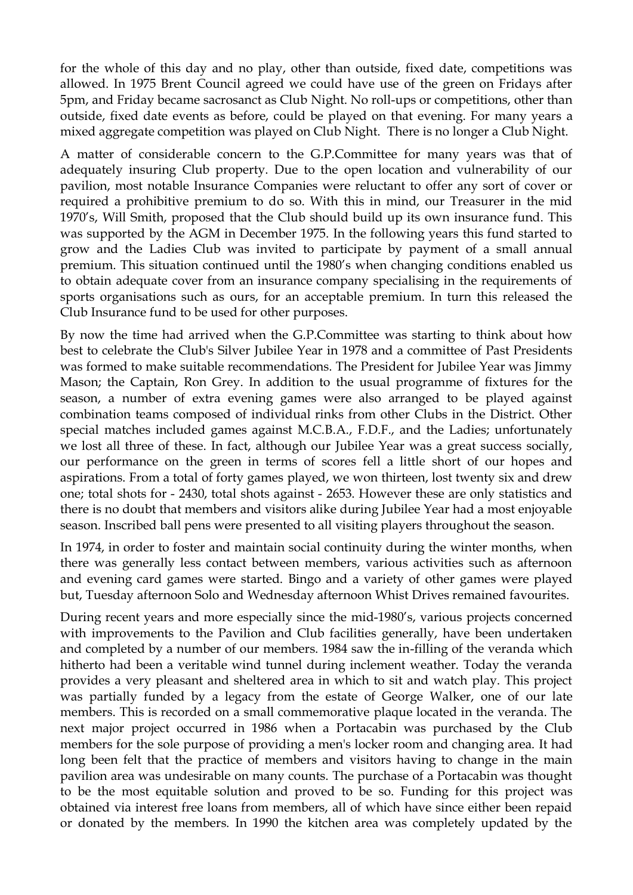for the whole of this day and no play, other than outside, fixed date, competitions was allowed. In 1975 Brent Council agreed we could have use of the green on Fridays after 5pm, and Friday became sacrosanct as Club Night. No roll-ups or competitions, other than outside, fixed date events as before, could be played on that evening. For many years a mixed aggregate competition was played on Club Night. There is no longer a Club Night.

A matter of considerable concern to the G.P.Committee for many years was that of adequately insuring Club property. Due to the open location and vulnerability of our pavilion, most notable Insurance Companies were reluctant to offer any sort of cover or required a prohibitive premium to do so. With this in mind, our Treasurer in the mid 1970's, Will Smith, proposed that the Club should build up its own insurance fund. This was supported by the AGM in December 1975. In the following years this fund started to grow and the Ladies Club was invited to participate by payment of a small annual premium. This situation continued until the 1980's when changing conditions enabled us to obtain adequate cover from an insurance company specialising in the requirements of sports organisations such as ours, for an acceptable premium. In turn this released the Club Insurance fund to be used for other purposes.

By now the time had arrived when the G.P.Committee was starting to think about how best to celebrate the Club's Silver Jubilee Year in 1978 and a committee of Past Presidents was formed to make suitable recommendations. The President for Jubilee Year was Jimmy Mason; the Captain, Ron Grey. In addition to the usual programme of fixtures for the season, a number of extra evening games were also arranged to be played against combination teams composed of individual rinks from other Clubs in the District. Other special matches included games against M.C.B.A., F.D.F., and the Ladies; unfortunately we lost all three of these. In fact, although our Jubilee Year was a great success socially, our performance on the green in terms of scores fell a little short of our hopes and aspirations. From a total of forty games played, we won thirteen, lost twenty six and drew one; total shots for - 2430, total shots against - 2653. However these are only statistics and there is no doubt that members and visitors alike during Jubilee Year had a most enjoyable season. Inscribed ball pens were presented to all visiting players throughout the season.

In 1974, in order to foster and maintain social continuity during the winter months, when there was generally less contact between members, various activities such as afternoon and evening card games were started. Bingo and a variety of other games were played but, Tuesday afternoon Solo and Wednesday afternoon Whist Drives remained favourites.

During recent years and more especially since the mid-1980's, various projects concerned with improvements to the Pavilion and Club facilities generally, have been undertaken and completed by a number of our members. 1984 saw the in-filling of the veranda which hitherto had been a veritable wind tunnel during inclement weather. Today the veranda provides a very pleasant and sheltered area in which to sit and watch play. This project was partially funded by a legacy from the estate of George Walker, one of our late members. This is recorded on a small commemorative plaque located in the veranda. The next major project occurred in 1986 when a Portacabin was purchased by the Club members for the sole purpose of providing a men's locker room and changing area. It had long been felt that the practice of members and visitors having to change in the main pavilion area was undesirable on many counts. The purchase of a Portacabin was thought to be the most equitable solution and proved to be so. Funding for this project was obtained via interest free loans from members, all of which have since either been repaid or donated by the members. In 1990 the kitchen area was completely updated by the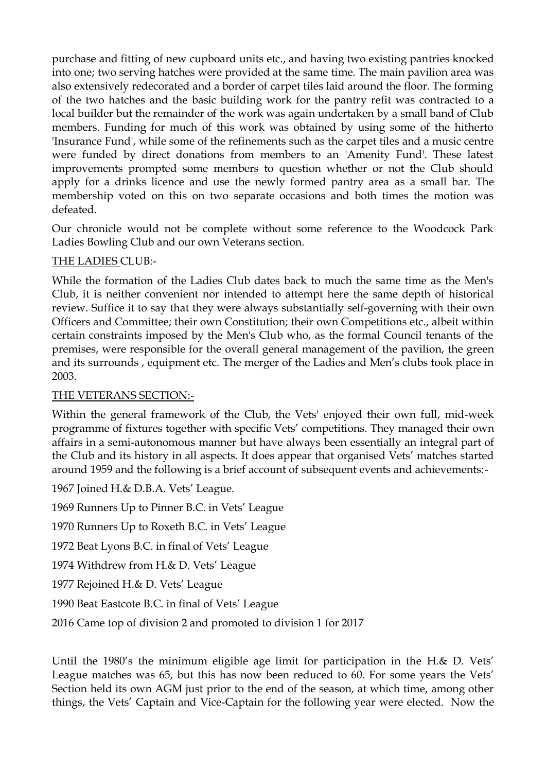purchase and fitting of new cupboard units etc., and having two existing pantries knocked into one; two serving hatches were provided at the same time. The main pavilion area was also extensively redecorated and a border of carpet tiles laid around the floor. The forming of the two hatches and the basic building work for the pantry refit was contracted to a local builder but the remainder of the work was again undertaken by a small band of Club members. Funding for much of this work was obtained by using some of the hitherto 'Insurance Fund', while some of the refinements such as the carpet tiles and a music centre were funded by direct donations from members to an 'Amenity Fund'. These latest improvements prompted some members to question whether or not the Club should apply for a drinks licence and use the newly formed pantry area as a small bar. The membership voted on this on two separate occasions and both times the motion was defeated.

Our chronicle would not be complete without some reference to the Woodcock Park Ladies Bowling Club and our own Veterans section.

THE LADIES CLUB:-

While the formation of the Ladies Club dates back to much the same time as the Men's Club, it is neither convenient nor intended to attempt here the same depth of historical review. Suffice it to say that they were always substantially self-governing with their own Officers and Committee; their own Constitution; their own Competitions etc., albeit within certain constraints imposed by the Men's Club who, as the formal Council tenants of the premises, were responsible for the overall general management of the pavilion, the green and its surrounds , equipment etc. The merger of the Ladies and Men's clubs took place in 2003.

THE VETERANS SECTION:-

Within the general framework of the Club, the Vets' enjoyed their own full, mid-week programme of fixtures together with specific Vets' competitions. They managed their own affairs in a semi-autonomous manner but have always been essentially an integral part of the Club and its history in all aspects. It does appear that organised Vets' matches started around 1959 and the following is a brief account of subsequent events and achievements:-

1967 Joined H.& D.B.A. Vets' League.

1969 Runners Up to Pinner B.C. in Vets' League

1970 Runners Up to Roxeth B.C. in Vets' League

1972 Beat Lyons B.C. in final of Vets' League

1974 Withdrew from H.& D. Vets' League

1977 Rejoined H.& D. Vets' League

1990 Beat Eastcote B.C. in final of Vets' League

2016 Came top of division 2 and promoted to division 1 for 2017

Until the 1980's the minimum eligible age limit for participation in the H.& D. Vets' League matches was 65, but this has now been reduced to 60. For some years the Vets' Section held its own AGM just prior to the end of the season, at which time, among other things, the Vets' Captain and Vice-Captain for the following year were elected. Now the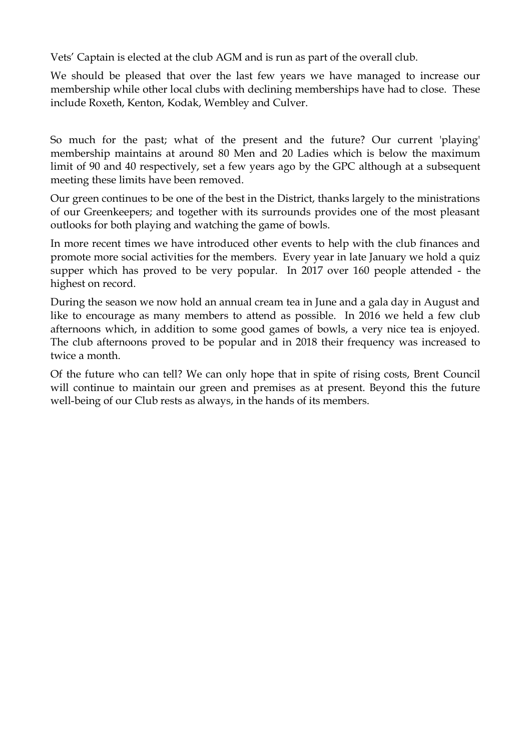Vets' Captain is elected at the club AGM and is run as part of the overall club.

We should be pleased that over the last few years we have managed to increase our membership while other local clubs with declining memberships have had to close. These include Roxeth, Kenton, Kodak, Wembley and Culver.

So much for the past; what of the present and the future? Our current 'playing' membership maintains at around 80 Men and 20 Ladies which is below the maximum limit of 90 and 40 respectively, set a few years ago by the GPC although at a subsequent meeting these limits have been removed.

Our green continues to be one of the best in the District, thanks largely to the ministrations of our Greenkeepers; and together with its surrounds provides one of the most pleasant outlooks for both playing and watching the game of bowls.

In more recent times we have introduced other events to help with the club finances and promote more social activities for the members. Every year in late January we hold a quiz supper which has proved to be very popular. In 2017 over 160 people attended - the highest on record.

During the season we now hold an annual cream tea in June and a gala day in August and like to encourage as many members to attend as possible. In 2016 we held a few club afternoons which, in addition to some good games of bowls, a very nice tea is enjoyed. The club afternoons proved to be popular and in 2018 their frequency was increased to twice a month.

Of the future who can tell? We can only hope that in spite of rising costs, Brent Council will continue to maintain our green and premises as at present. Beyond this the future well-being of our Club rests as always, in the hands of its members.